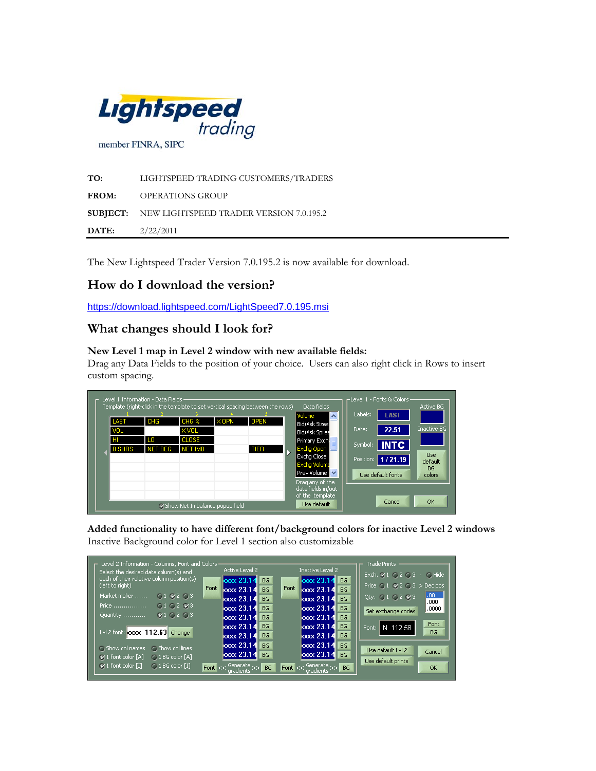Lightspeed trading

member FINRA, SIPC

**TO:** LIGHTSPEED TRADING CUSTOMERS/TRADERS

**FROM:** OPERATIONS GROUP

**SUBJECT:** NEW LIGHTSPEED TRADER VERSION 7.0.195.2

**DATE:** 2/22/2011

The New Lightspeed Trader Version 7.0.195.2 is now available for download.

## How do I download the version?

https://download.lightspeed.com/LightSpeed7.0.195.msi

## What changes should I look for?

**New Level 1 map in Level 2 window with new available fields:**
Drag any Data Fields to the position of your choice. Users can also right click in Rows to insert custom spacing.

**Added functionality to have different font/background colors for inactive Level 2 windows**
Inactive Background color for Level 1 section also customizable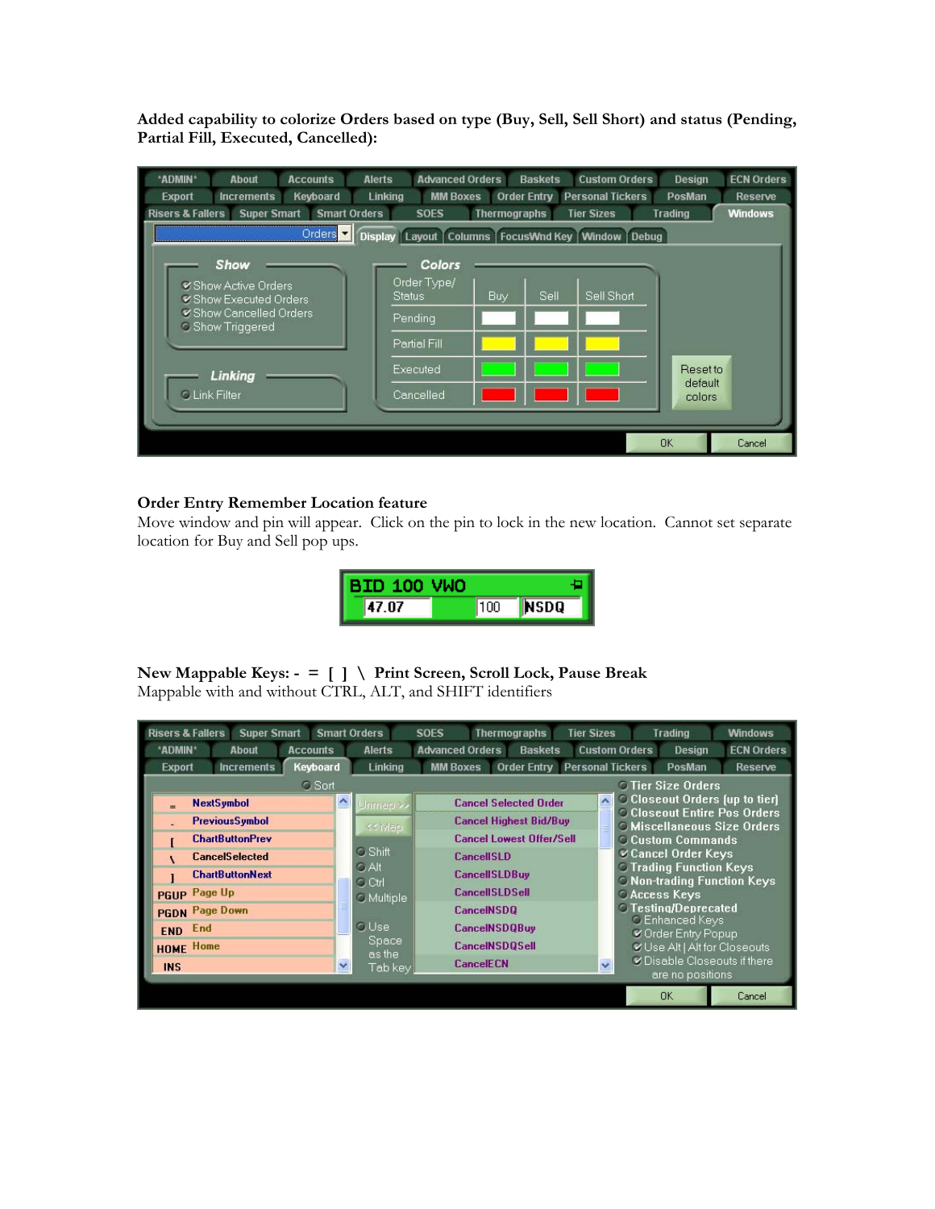**Added capability to colorize Orders based on type (Buy, Sell, Sell Short) and status (Pending, Partial Fill, Executed, Cancelled):**

**Order Entry Remember Location feature**

Move window and pin will appear. Click on the pin to lock in the new location. Cannot set separate location for Buy and Sell pop ups.

**New Mappable Keys: - = [ ] \ Print Screen, Scroll Lock, Pause Break**

Mappable with and without CTRL, ALT, and SHIFT identifiers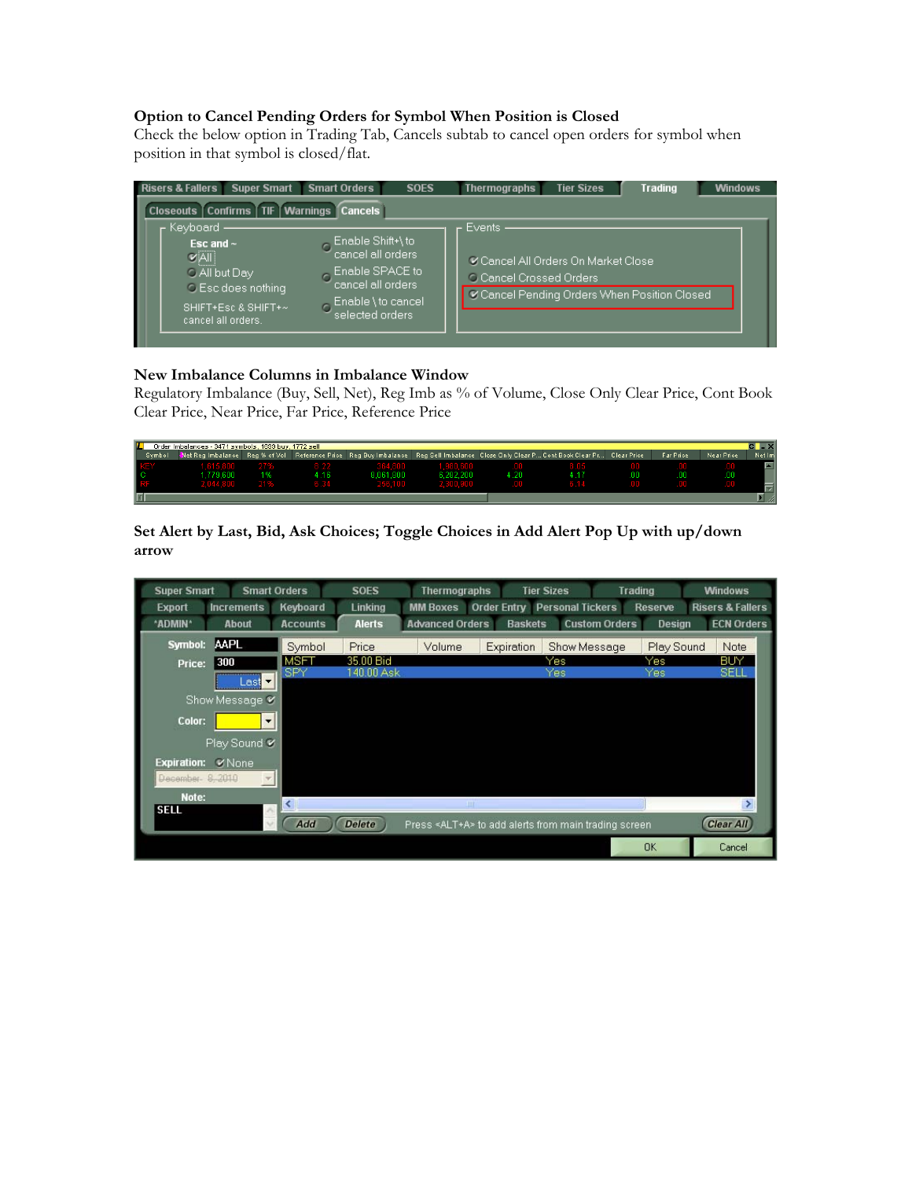**Option to Cancel Pending Orders for Symbol When Position is Closed**
Check the below option in Trading Tab, Cancels subtab to cancel open orders for symbol when position in that symbol is closed/flat.

**New Imbalance Columns in Imbalance Window**
Regulatory Imbalance (Buy, Sell, Net), Reg Imb as % of Volume, Close Only Clear Price, Cont Book Clear Price, Near Price, Far Price, Reference Price

**Set Alert by Last, Bid, Ask Choices; Toggle Choices in Add Alert Pop Up with up/down arrow**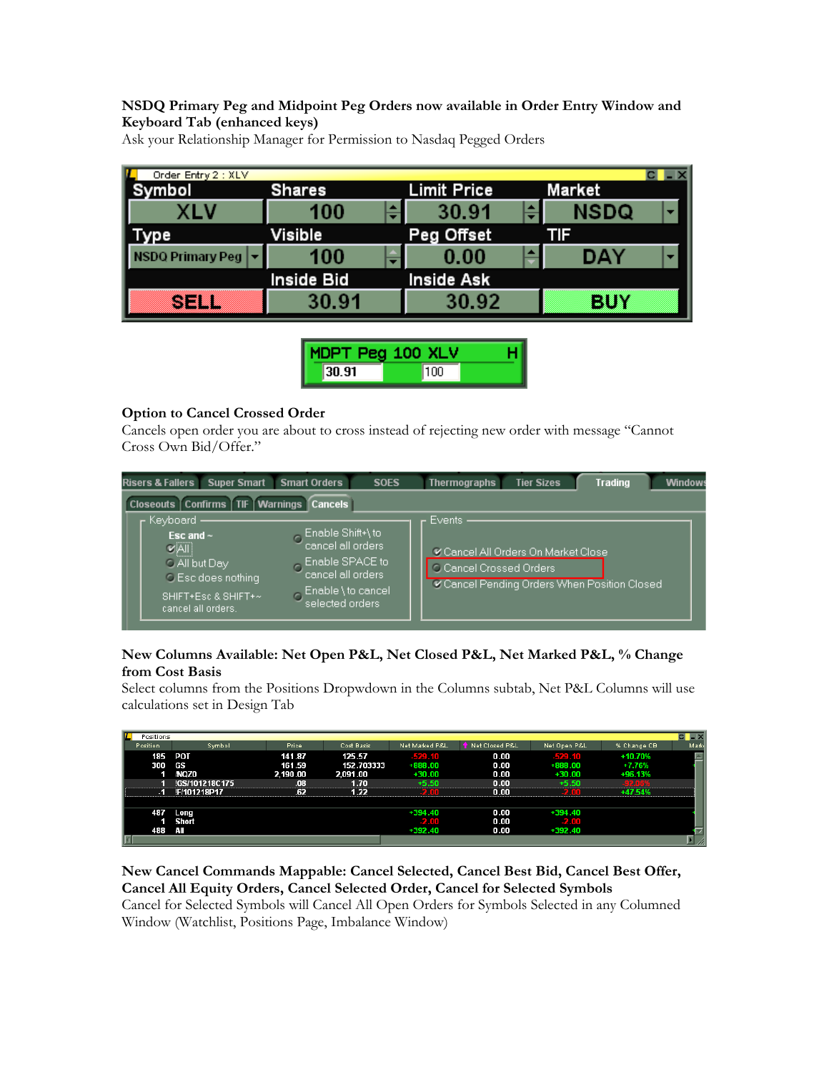**NSDQ Primary Peg and Midpoint Peg Orders now available in Order Entry Window and Keyboard Tab (enhanced keys)**

Ask your Relationship Manager for Permission to Nasdaq Pegged Orders

**Option to Cancel Crossed Order**

Cancels open order you are about to cross instead of rejecting new order with message "Cannot Cross Own Bid/Offer."

**New Columns Available: Net Open P&L, Net Closed P&L, Net Marked P&L, % Change from Cost Basis**

Select columns from the Positions Dropwdown in the Columns subtab, Net P&L Columns will use calculations set in Design Tab

**New Cancel Commands Mappable: Cancel Selected, Cancel Best Bid, Cancel Best Offer, Cancel All Equity Orders, Cancel Selected Order, Cancel for Selected Symbols**

Cancel for Selected Symbols will Cancel All Open Orders for Symbols Selected in any Columned Window (Watchlist, Positions Page, Imbalance Window)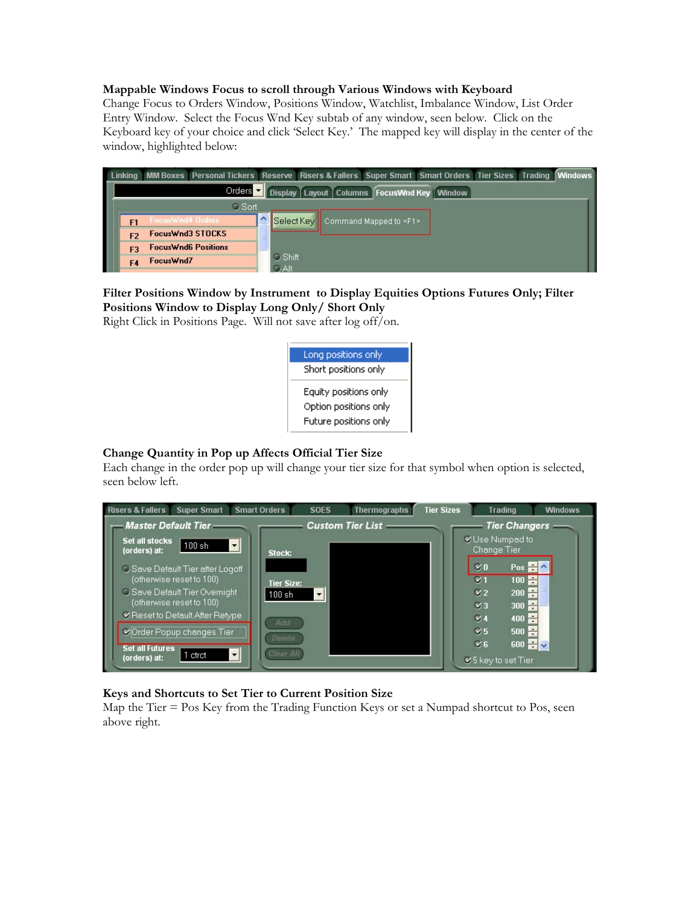**Mappable Windows Focus to scroll through Various Windows with Keyboard**

Change Focus to Orders Window, Positions Window, Watchlist, Imbalance Window, List Order Entry Window. Select the Focus Wnd Key subtab of any window, seen below. Click on the Keyboard key of your choice and click 'Select Key.' The mapped key will display in the center of the window, highlighted below:

**Filter Positions Window by Instrument to Display Equities Options Futures Only; Filter Positions Window to Display Long Only/ Short Only**

Right Click in Positions Page. Will not save after log off/on.

**Change Quantity in Pop up Affects Official Tier Size**

Each change in the order pop up will change your tier size for that symbol when option is selected, seen below left.

**Keys and Shortcuts to Set Tier to Current Position Size**

Map the Tier = Pos Key from the Trading Function Keys or set a Numpad shortcut to Pos, seen above right.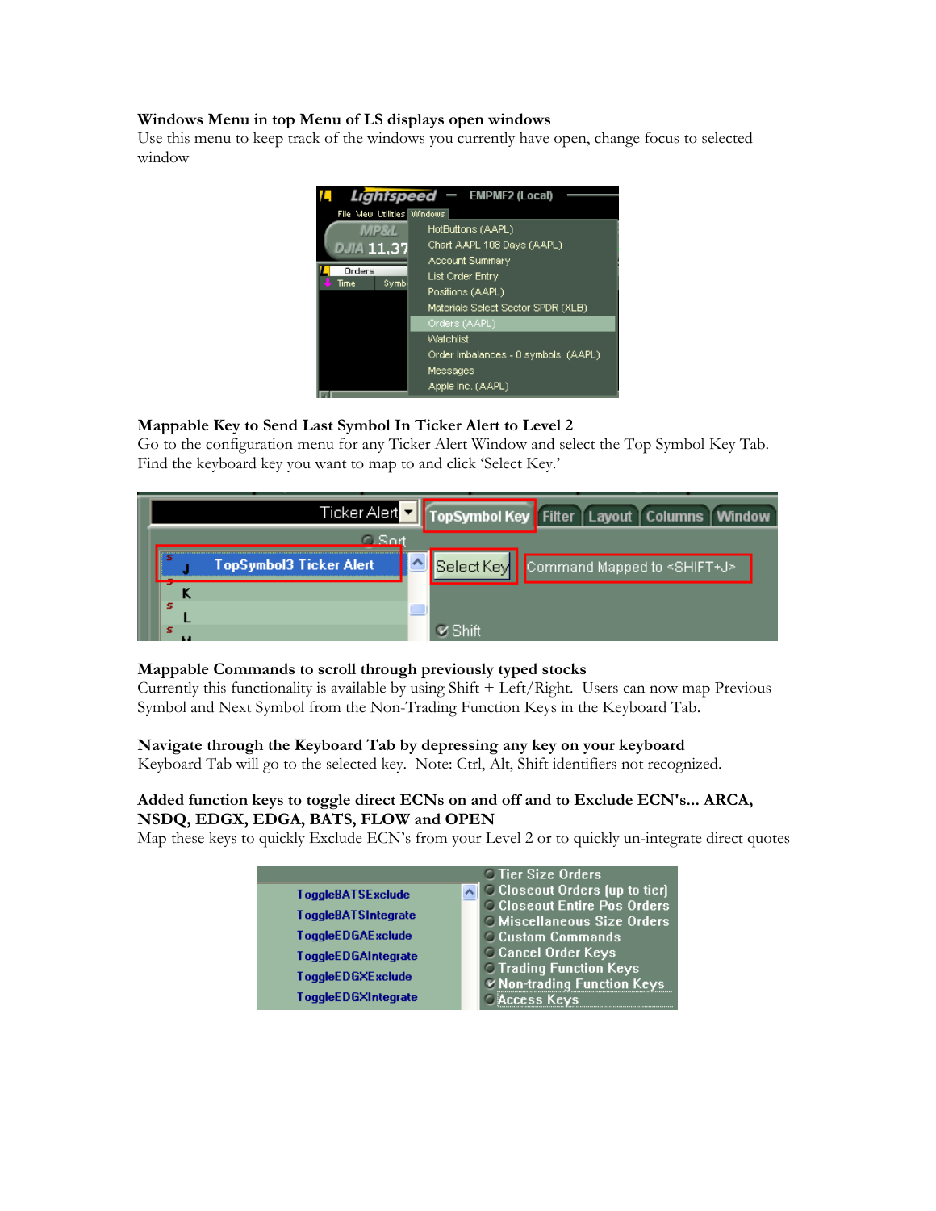**Windows Menu in top Menu of LS displays open windows**
Use this menu to keep track of the windows you currently have open, change focus to selected window

**Mappable Key to Send Last Symbol In Ticker Alert to Level 2**
Go to the configuration menu for any Ticker Alert Window and select the Top Symbol Key Tab. Find the keyboard key you want to map to and click 'Select Key.'

**Mappable Commands to scroll through previously typed stocks**
Currently this functionality is available by using Shift + Left/Right. Users can now map Previous Symbol and Next Symbol from the Non-Trading Function Keys in the Keyboard Tab.

**Navigate through the Keyboard Tab by depressing any key on your keyboard**
Keyboard Tab will go to the selected key. Note: Ctrl, Alt, Shift identifiers not recognized.

**Added function keys to toggle direct ECNs on and off and to Exclude ECN's... ARCA, NSDQ, EDGX, EDGA, BATS, FLOW and OPEN**
Map these keys to quickly Exclude ECN's from your Level 2 or to quickly un-integrate direct quotes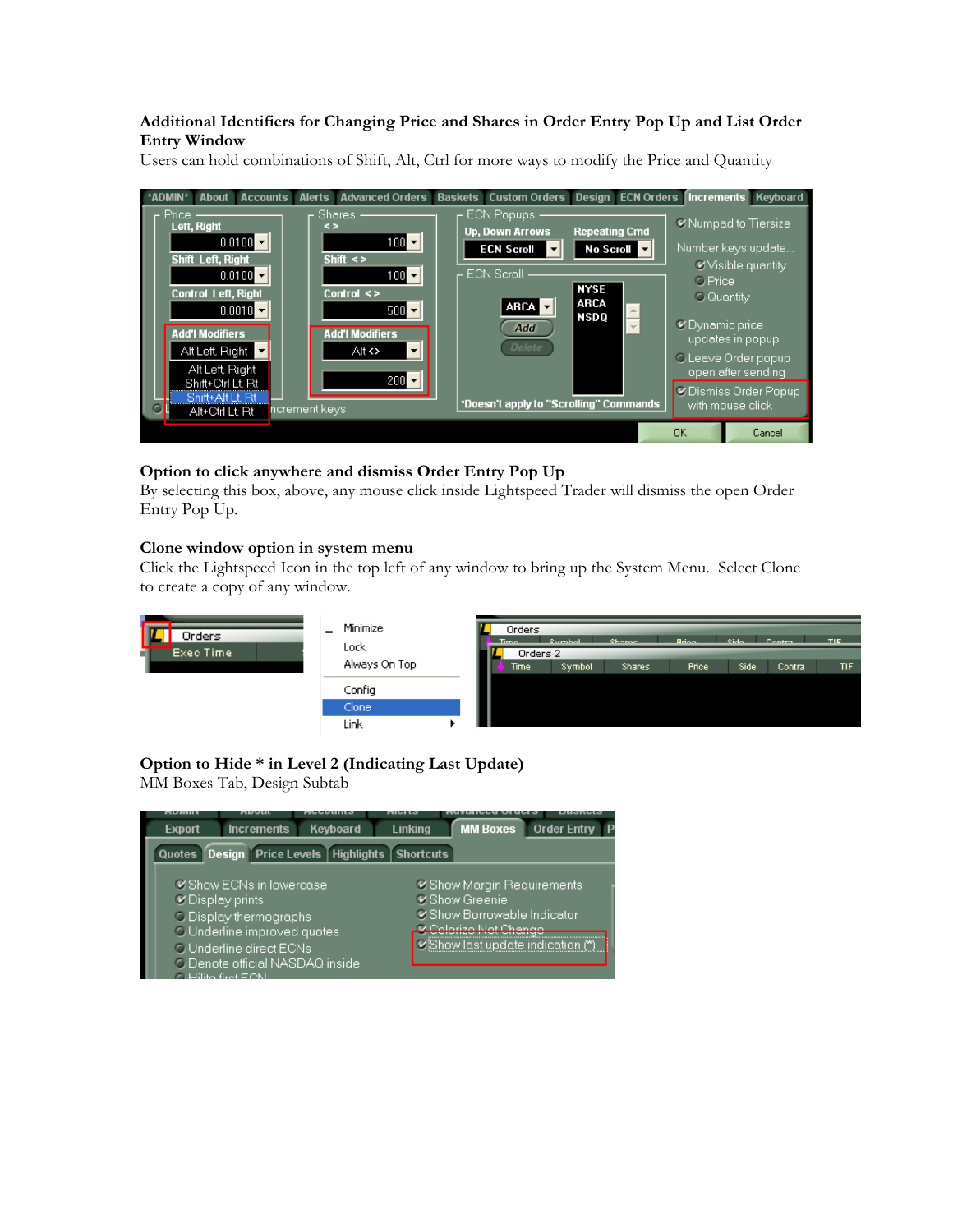**Additional Identifiers for Changing Price and Shares in Order Entry Pop Up and List Order Entry Window**

Users can hold combinations of Shift, Alt, Ctrl for more ways to modify the Price and Quantity

**Option to click anywhere and dismiss Order Entry Pop Up**

By selecting this box, above, any mouse click inside Lightspeed Trader will dismiss the open Order Entry Pop Up.

**Clone window option in system menu**

Click the Lightspeed Icon in the top left of any window to bring up the System Menu. Select Clone to create a copy of any window.

**Option to Hide * in Level 2 (Indicating Last Update)**

MM Boxes Tab, Design Subtab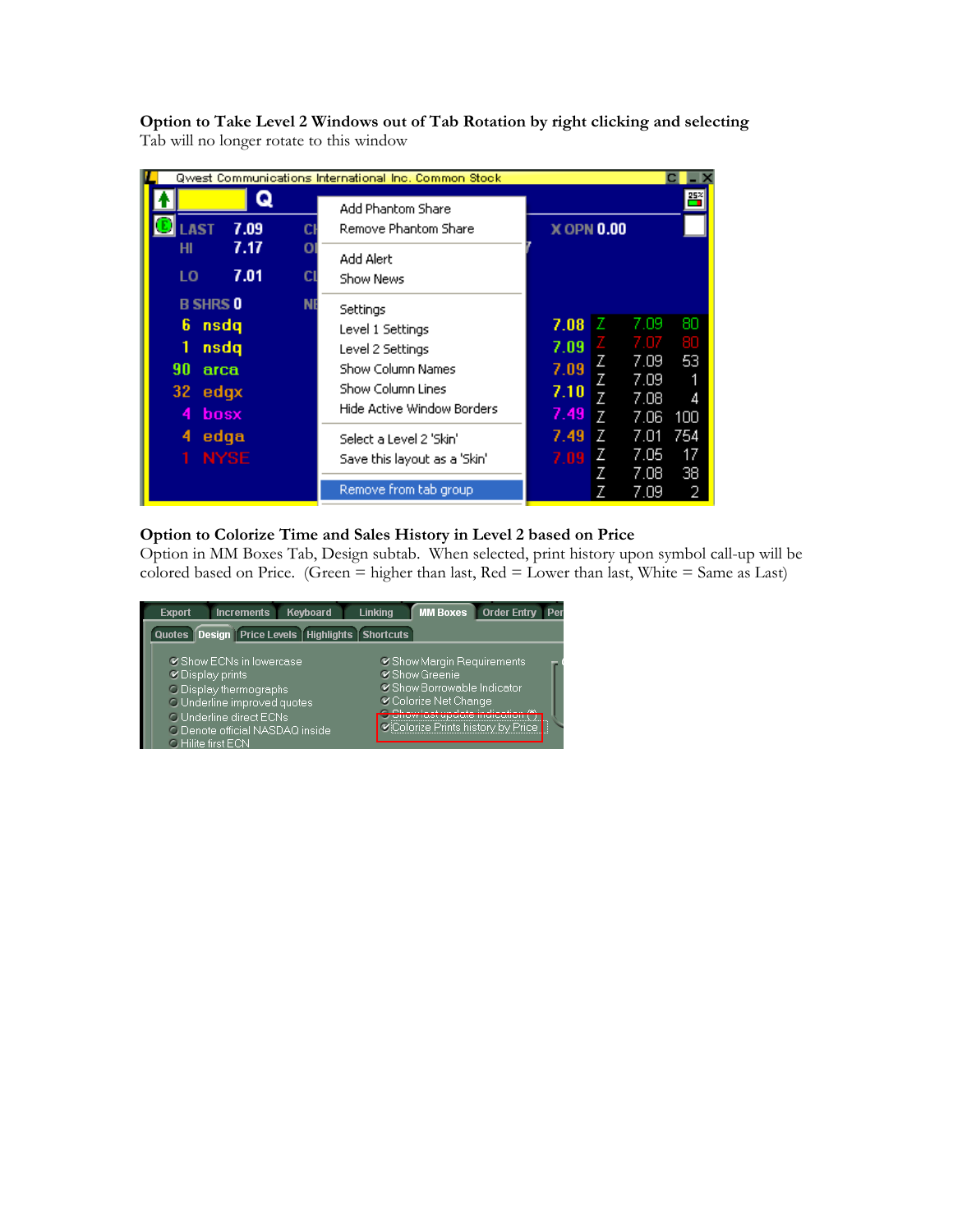**Option to Take Level 2 Windows out of Tab Rotation by right clicking and selecting**
Tab will no longer rotate to this window

**Option to Colorize Time and Sales History in Level 2 based on Price**
Option in MM Boxes Tab, Design subtab. When selected, print history upon symbol call-up will be colored based on Price. (Green = higher than last, Red = Lower than last, White = Same as Last)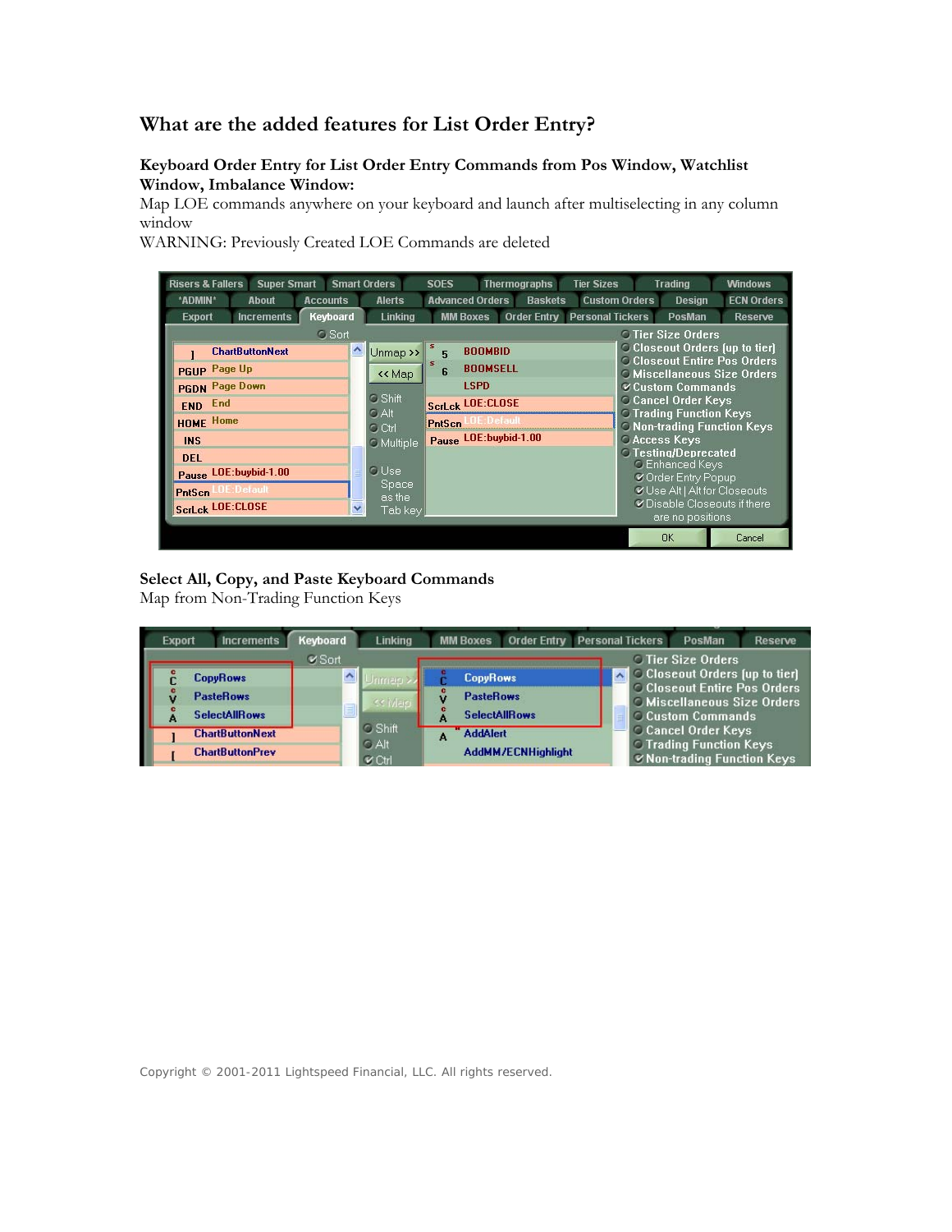## What are the added features for List Order Entry?

**Keyboard Order Entry for List Order Entry Commands from Pos Window, Watchlist Window, Imbalance Window:**

Map LOE commands anywhere on your keyboard and launch after multiselecting in any column window

WARNING: Previously Created LOE Commands are deleted

**Select All, Copy, and Paste Keyboard Commands**

Map from Non-Trading Function Keys